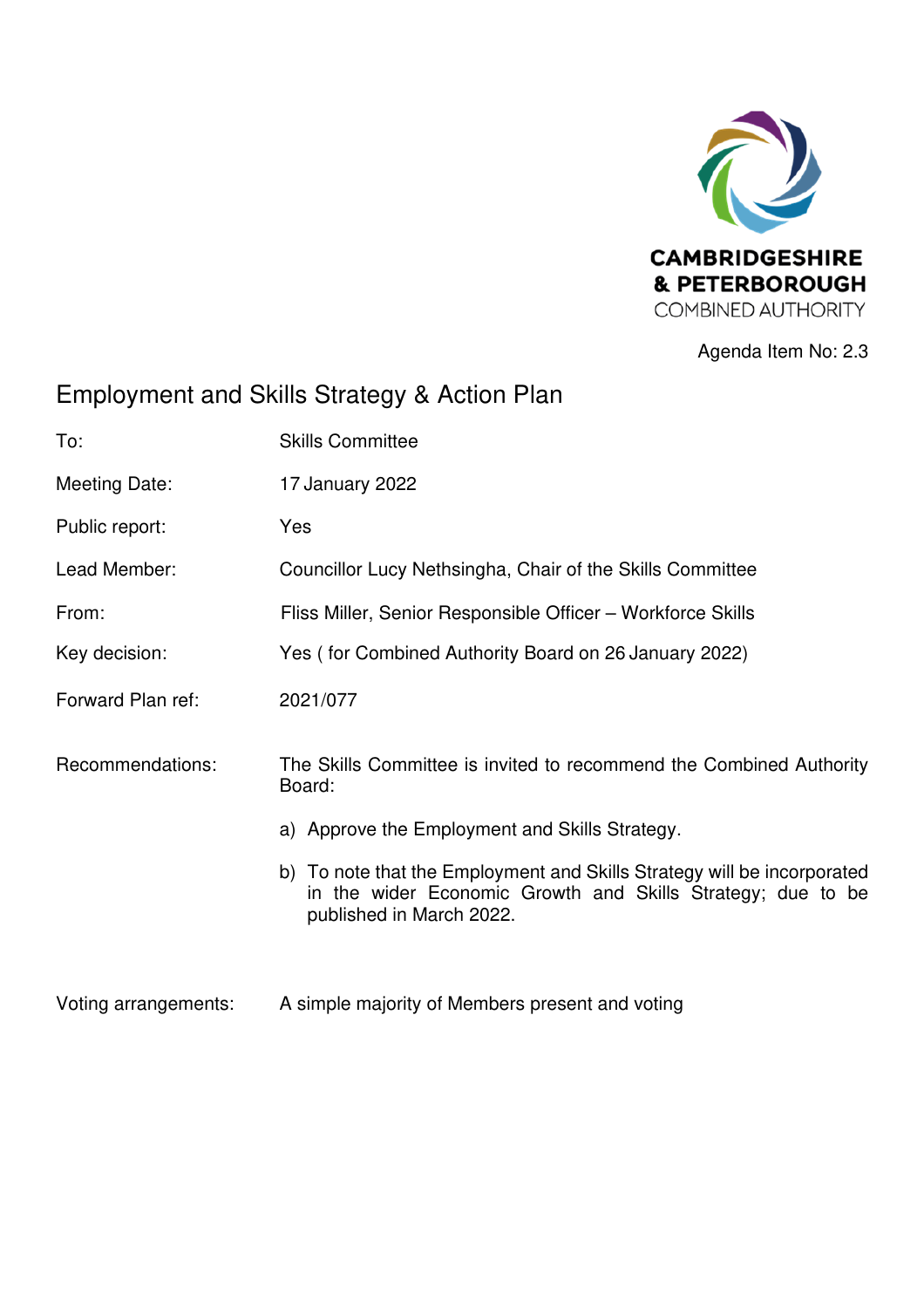CAMBRIDGESHIRE & PETERBOROUGH COMBINED AUTHORITY

Agenda Item No: 2.3

# Employment and Skills Strategy & Action Plan

| | |
|---|---|
| To: | Skills Committee |
| Meeting Date: | 17 January 2022 |
| Public report: | Yes |
| Lead Member: | Councillor Lucy Nethsingha, Chair of the Skills Committee |
| From: | Fliss Miller, Senior Responsible Officer – Workforce Skills |
| Key decision: | Yes ( for Combined Authority Board on 26 January 2022) |
| Forward Plan ref: | 2021/077 |

Recommendations: The Skills Committee is invited to recommend the Combined Authority Board:

a) Approve the Employment and Skills Strategy.

b) To note that the Employment and Skills Strategy will be incorporated in the wider Economic Growth and Skills Strategy; due to be published in March 2022.

Voting arrangements: A simple majority of Members present and voting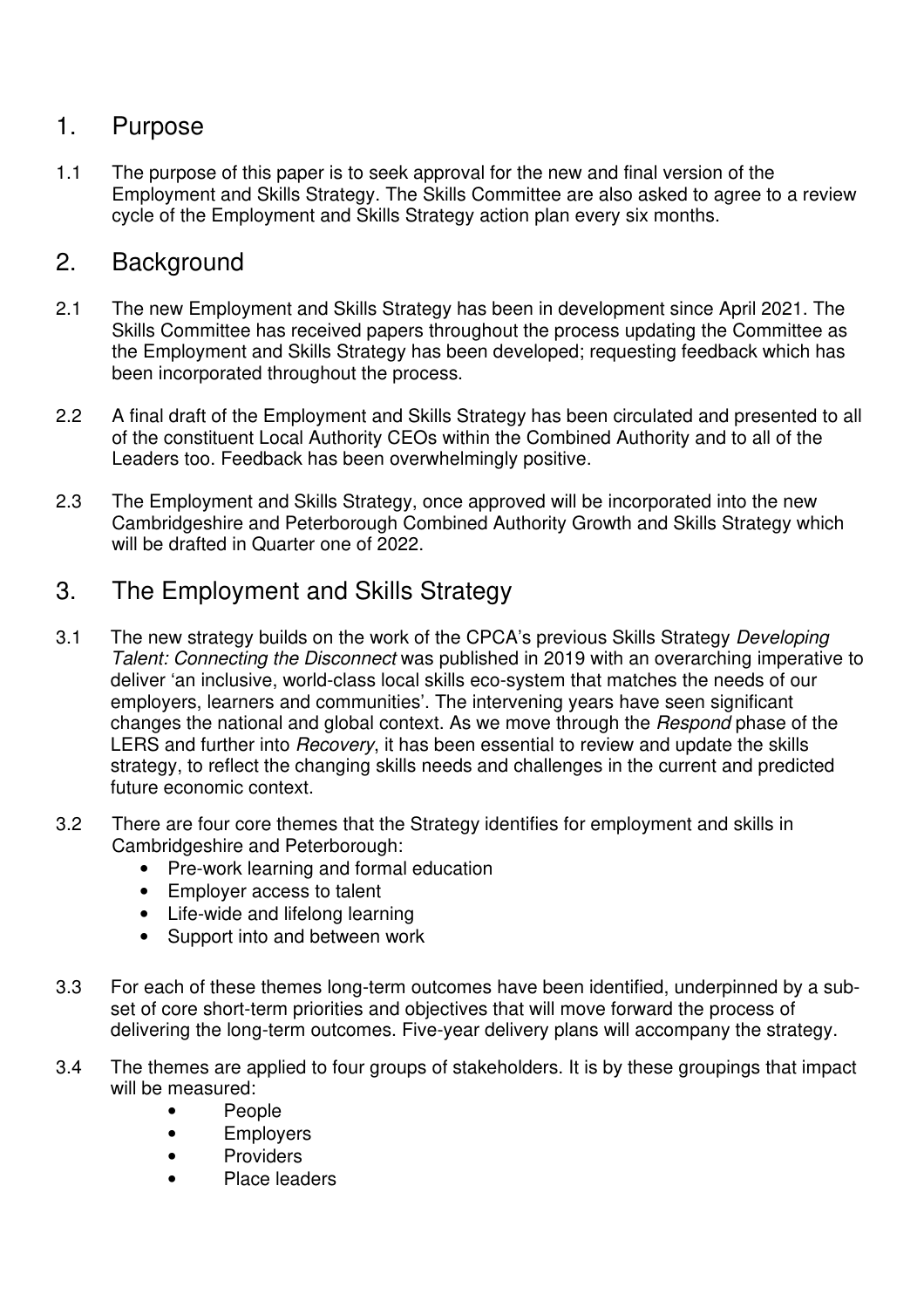## 1. Purpose

1.1 The purpose of this paper is to seek approval for the new and final version of the Employment and Skills Strategy. The Skills Committee are also asked to agree to a review cycle of the Employment and Skills Strategy action plan every six months.

## 2. Background

2.1 The new Employment and Skills Strategy has been in development since April 2021. The Skills Committee has received papers throughout the process updating the Committee as the Employment and Skills Strategy has been developed; requesting feedback which has been incorporated throughout the process.

2.2 A final draft of the Employment and Skills Strategy has been circulated and presented to all of the constituent Local Authority CEOs within the Combined Authority and to all of the Leaders too. Feedback has been overwhelmingly positive.

2.3 The Employment and Skills Strategy, once approved will be incorporated into the new Cambridgeshire and Peterborough Combined Authority Growth and Skills Strategy which will be drafted in Quarter one of 2022.

## 3. The Employment and Skills Strategy

3.1 The new strategy builds on the work of the CPCA's previous Skills Strategy *Developing Talent: Connecting the Disconnect* was published in 2019 with an overarching imperative to deliver 'an inclusive, world-class local skills eco-system that matches the needs of our employers, learners and communities'. The intervening years have seen significant changes the national and global context. As we move through the *Respond* phase of the LERS and further into *Recovery*, it has been essential to review and update the skills strategy, to reflect the changing skills needs and challenges in the current and predicted future economic context.

3.2 There are four core themes that the Strategy identifies for employment and skills in Cambridgeshire and Peterborough:

- Pre-work learning and formal education
- Employer access to talent
- Life-wide and lifelong learning
- Support into and between work

3.3 For each of these themes long-term outcomes have been identified, underpinned by a sub-set of core short-term priorities and objectives that will move forward the process of delivering the long-term outcomes. Five-year delivery plans will accompany the strategy.

3.4 The themes are applied to four groups of stakeholders. It is by these groupings that impact will be measured:

- People
- Employers
- Providers
- Place leaders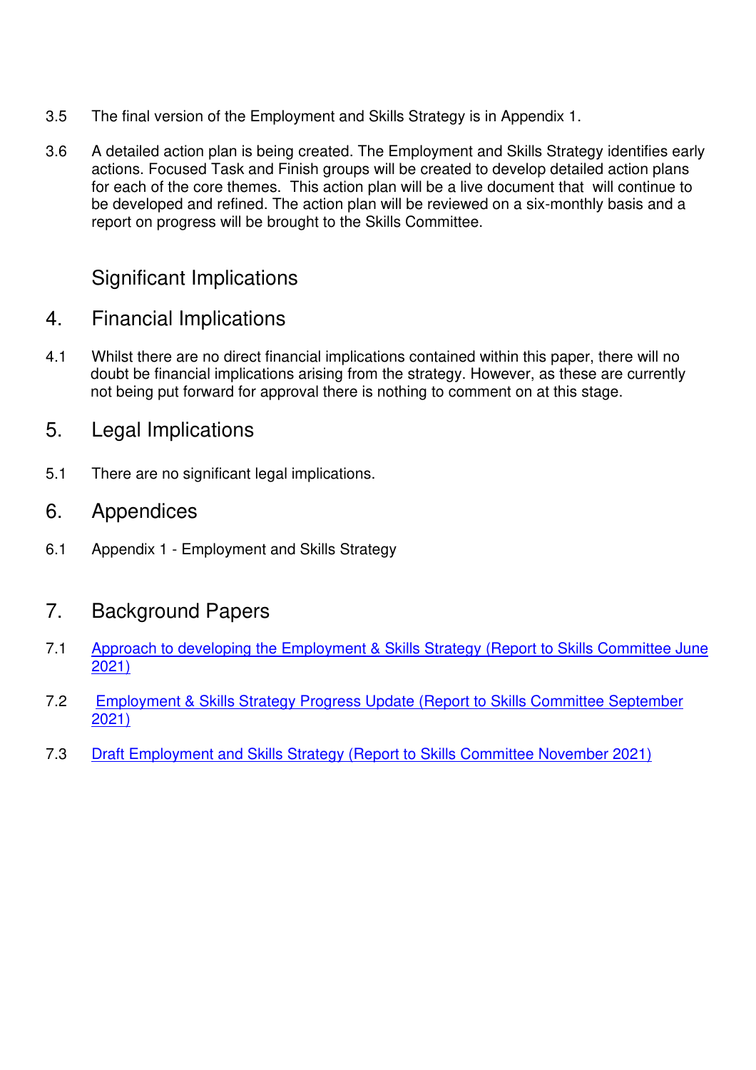3.5 The final version of the Employment and Skills Strategy is in Appendix 1.

3.6 A detailed action plan is being created. The Employment and Skills Strategy identifies early actions. Focused Task and Finish groups will be created to develop detailed action plans for each of the core themes. This action plan will be a live document that will continue to be developed and refined. The action plan will be reviewed on a six-monthly basis and a report on progress will be brought to the Skills Committee.

## Significant Implications

## 4. Financial Implications

4.1 Whilst there are no direct financial implications contained within this paper, there will no doubt be financial implications arising from the strategy. However, as these are currently not being put forward for approval there is nothing to comment on at this stage.

## 5. Legal Implications

5.1 There are no significant legal implications.

## 6. Appendices

6.1 Appendix 1 - Employment and Skills Strategy

## 7. Background Papers

7.1 Approach to developing the Employment & Skills Strategy (Report to Skills Committee June 2021)

7.2 Employment & Skills Strategy Progress Update (Report to Skills Committee September 2021)

7.3 Draft Employment and Skills Strategy (Report to Skills Committee November 2021)